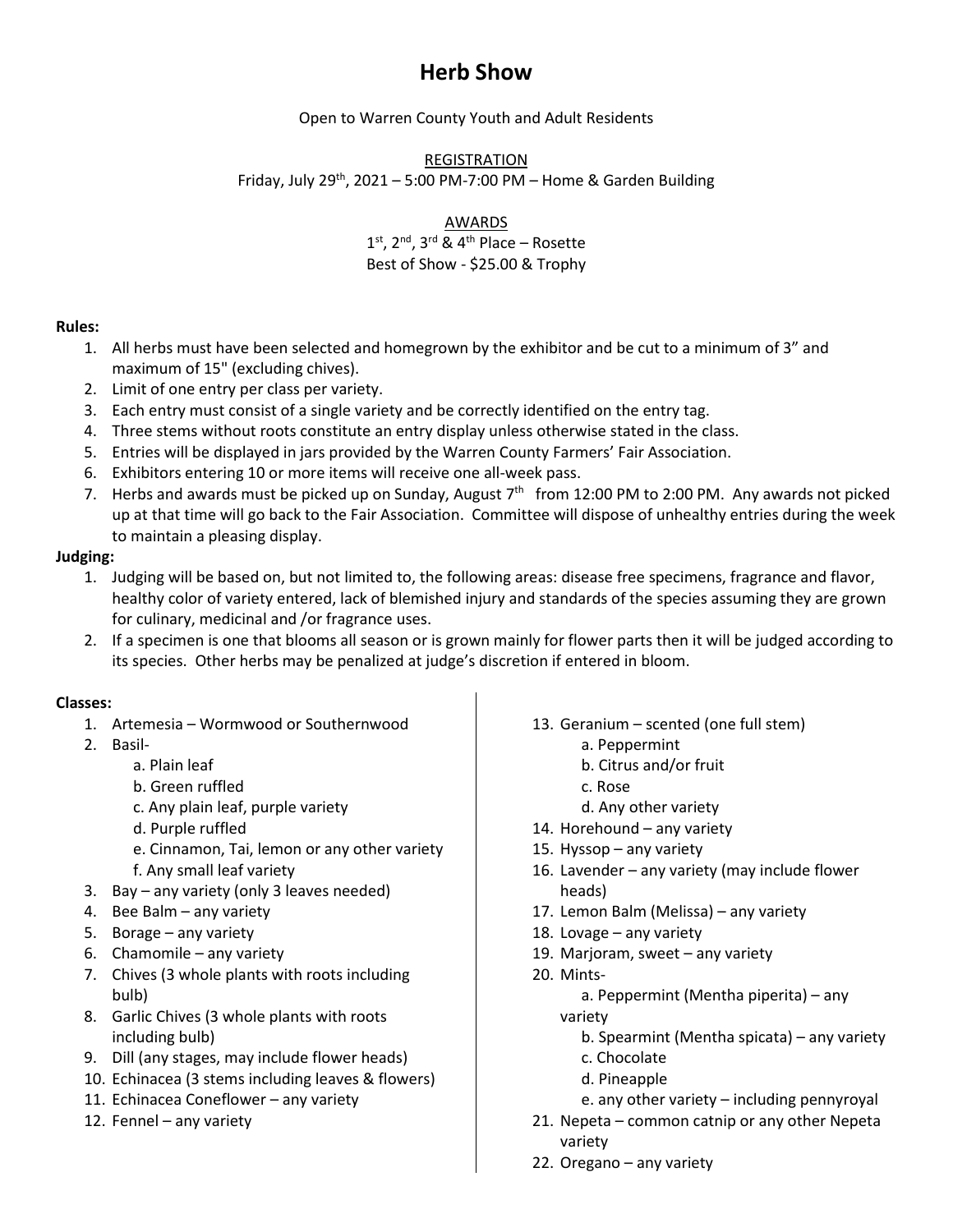# Herb Show

Open to Warren County Youth and Adult Residents

REGISTRATION

Friday, July 29th, 2021 – 5:00 PM-7:00 PM – Home & Garden Building

AWARDS

1st, 2nd, 3rd & 4th Place – Rosette

Best of Show - $25.00 & Trophy

**Rules:**

1. All herbs must have been selected and homegrown by the exhibitor and be cut to a minimum of 3" and maximum of 15" (excluding chives).
2. Limit of one entry per class per variety.
3. Each entry must consist of a single variety and be correctly identified on the entry tag.
4. Three stems without roots constitute an entry display unless otherwise stated in the class.
5. Entries will be displayed in jars provided by the Warren County Farmers' Fair Association.
6. Exhibitors entering 10 or more items will receive one all-week pass.
7. Herbs and awards must be picked up on Sunday, August 7th from 12:00 PM to 2:00 PM. Any awards not picked up at that time will go back to the Fair Association. Committee will dispose of unhealthy entries during the week to maintain a pleasing display.

**Judging:**

1. Judging will be based on, but not limited to, the following areas: disease free specimens, fragrance and flavor, healthy color of variety entered, lack of blemished injury and standards of the species assuming they are grown for culinary, medicinal and /or fragrance uses.
2. If a specimen is one that blooms all season or is grown mainly for flower parts then it will be judged according to its species. Other herbs may be penalized at judge's discretion if entered in bloom.

**Classes:**

1. Artemesia – Wormwood or Southernwood
2. Basil-
   a. Plain leaf
   b. Green ruffled
   c. Any plain leaf, purple variety
   d. Purple ruffled
   e. Cinnamon, Tai, lemon or any other variety
   f. Any small leaf variety
3. Bay – any variety (only 3 leaves needed)
4. Bee Balm – any variety
5. Borage – any variety
6. Chamomile – any variety
7. Chives (3 whole plants with roots including bulb)
8. Garlic Chives (3 whole plants with roots including bulb)
9. Dill (any stages, may include flower heads)
10. Echinacea (3 stems including leaves & flowers)
11. Echinacea Coneflower – any variety
12. Fennel – any variety
13. Geranium – scented (one full stem)
    a. Peppermint
    b. Citrus and/or fruit
    c. Rose
    d. Any other variety
14. Horehound – any variety
15. Hyssop – any variety
16. Lavender – any variety (may include flower heads)
17. Lemon Balm (Melissa) – any variety
18. Lovage – any variety
19. Marjoram, sweet – any variety
20. Mints-
    a. Peppermint (Mentha piperita) – any variety
    b. Spearmint (Mentha spicata) – any variety
    c. Chocolate
    d. Pineapple
    e. any other variety – including pennyroyal
21. Nepeta – common catnip or any other Nepeta variety
22. Oregano – any variety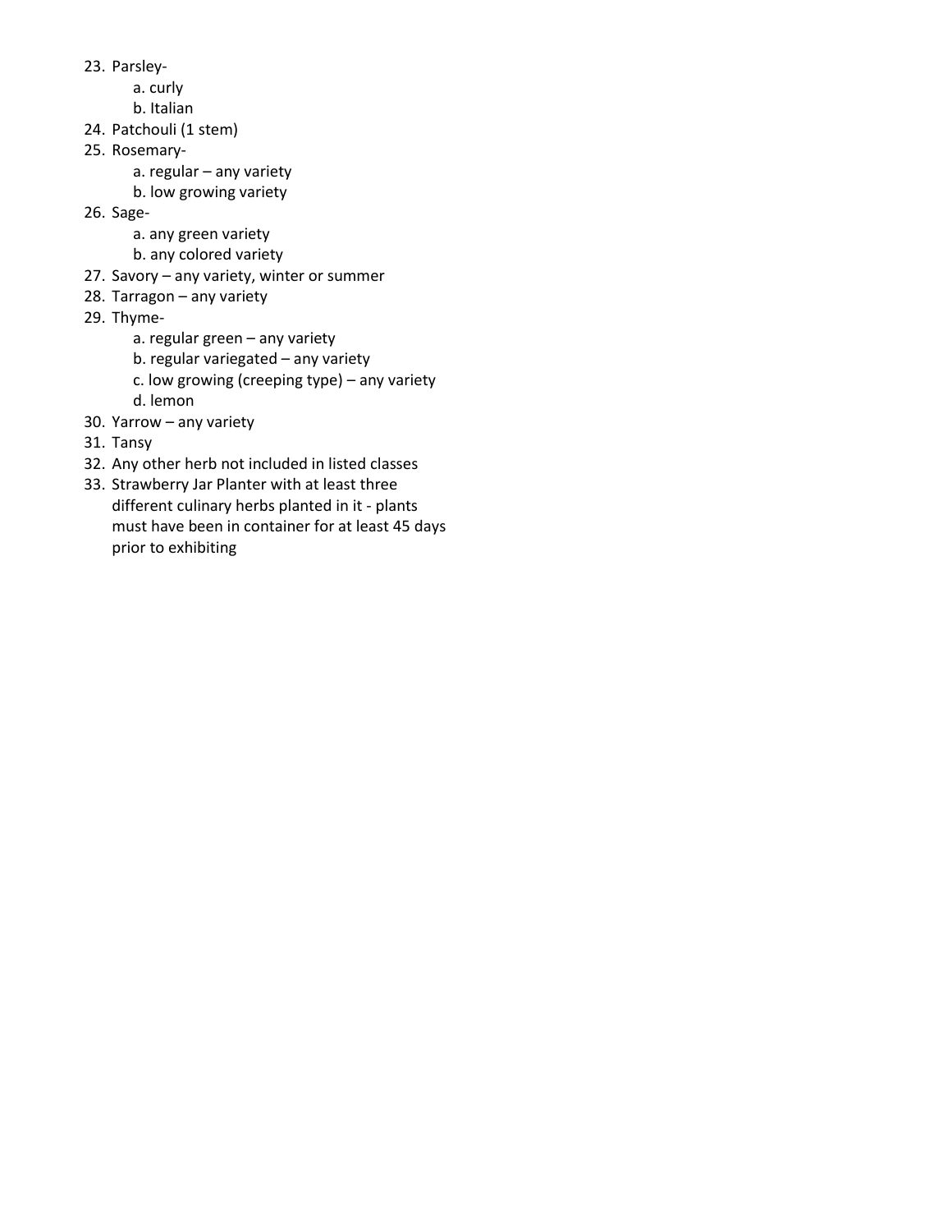23. Parsley-
    a. curly
    b. Italian
24. Patchouli (1 stem)
25. Rosemary-
    a. regular – any variety
    b. low growing variety
26. Sage-
    a. any green variety
    b. any colored variety
27. Savory – any variety, winter or summer
28. Tarragon – any variety
29. Thyme-
    a. regular green – any variety
    b. regular variegated – any variety
    c. low growing (creeping type) – any variety
    d. lemon
30. Yarrow – any variety
31. Tansy
32. Any other herb not included in listed classes
33. Strawberry Jar Planter with at least three different culinary herbs planted in it - plants must have been in container for at least 45 days prior to exhibiting